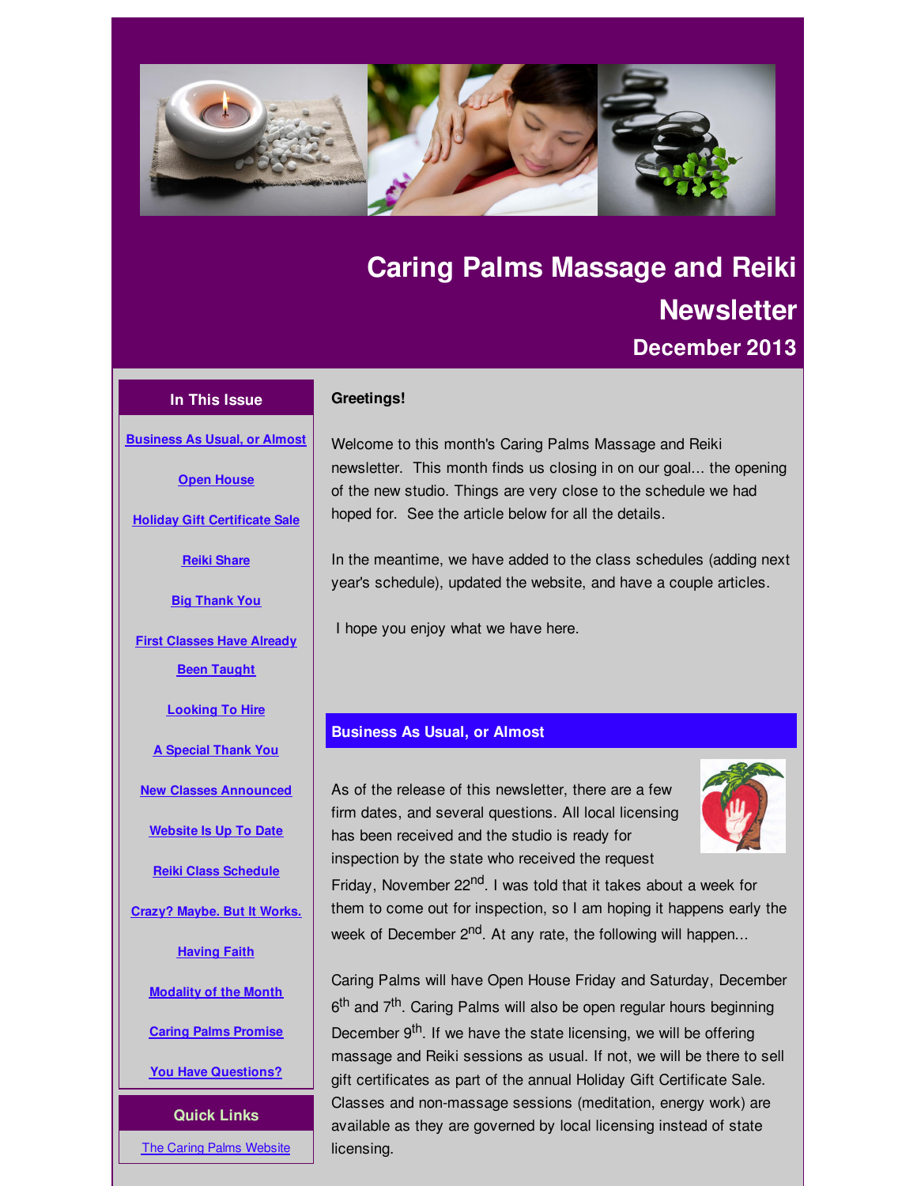# Caring Palms Massage and Reiki Newsletter

## December 2013

### In This Issue

- Business As Usual, or Almost
- Open House
- Holiday Gift Certificate Sale
- Reiki Share
- Big Thank You
- First Classes Have Already Been Taught
- Looking To Hire
- A Special Thank You
- New Classes Announced
- Website Is Up To Date
- Reiki Class Schedule
- Crazy? Maybe. But It Works.
- Having Faith
- Modality of the Month
- Caring Palms Promise
- You Have Questions?

### Quick Links

The Caring Palms Website

**Greetings!**

Welcome to this month's Caring Palms Massage and Reiki newsletter. This month finds us closing in on our goal... the opening of the new studio. Things are very close to the schedule we had hoped for. See the article below for all the details.

In the meantime, we have added to the class schedules (adding next year's schedule), updated the website, and have a couple articles.

I hope you enjoy what we have here.

### Business As Usual, or Almost

As of the release of this newsletter, there are a few firm dates, and several questions. All local licensing has been received and the studio is ready for inspection by the state who received the request Friday, November 22nd. I was told that it takes about a week for them to come out for inspection, so I am hoping it happens early the week of December 2nd. At any rate, the following will happen...

Caring Palms will have Open House Friday and Saturday, December 6th and 7th. Caring Palms will also be open regular hours beginning December 9th. If we have the state licensing, we will be offering massage and Reiki sessions as usual. If not, we will be there to sell gift certificates as part of the annual Holiday Gift Certificate Sale. Classes and non-massage sessions (meditation, energy work) are available as they are governed by local licensing instead of state licensing.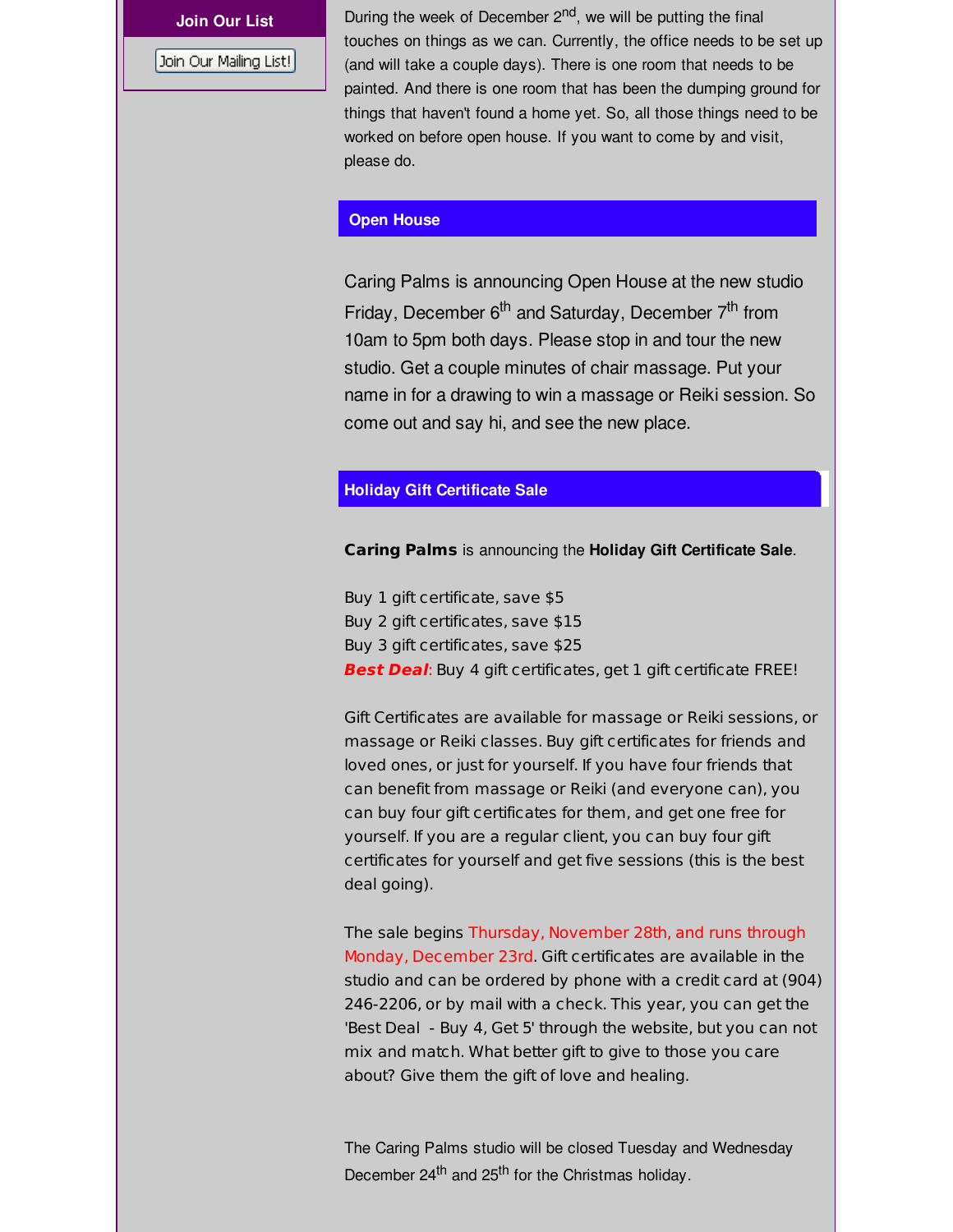**Join Our List**

Join Our Mailing List!

During the week of December 2nd, we will be putting the final touches on things as we can. Currently, the office needs to be set up (and will take a couple days). There is one room that needs to be painted. And there is one room that has been the dumping ground for things that haven't found a home yet. So, all those things need to be worked on before open house. If you want to come by and visit, please do.

## Open House

Caring Palms is announcing Open House at the new studio Friday, December 6th and Saturday, December 7th from 10am to 5pm both days. Please stop in and tour the new studio. Get a couple minutes of chair massage. Put your name in for a drawing to win a massage or Reiki session. So come out and say hi, and see the new place.

## Holiday Gift Certificate Sale

**Caring Palms** is announcing the **Holiday Gift Certificate Sale**.

Buy 1 gift certificate, save $5
Buy 2 gift certificates, save $15
Buy 3 gift certificates, save $25
***Best Deal***: Buy 4 gift certificates, get 1 gift certificate FREE!

Gift Certificates are available for massage or Reiki sessions, or massage or Reiki classes. Buy gift certificates for friends and loved ones, or just for yourself. If you have four friends that can benefit from massage or Reiki (and everyone can), you can buy four gift certificates for them, and get one free for yourself. If you are a regular client, you can buy four gift certificates for yourself and get five sessions (this is the best deal going).

The sale begins Thursday, November 28th, and runs through Monday, December 23rd. Gift certificates are available in the studio and can be ordered by phone with a credit card at (904) 246-2206, or by mail with a check. This year, you can get the 'Best Deal - Buy 4, Get 5' through the website, but you can not mix and match. What better gift to give to those you care about? Give them the gift of love and healing.

The Caring Palms studio will be closed Tuesday and Wednesday December 24th and 25th for the Christmas holiday.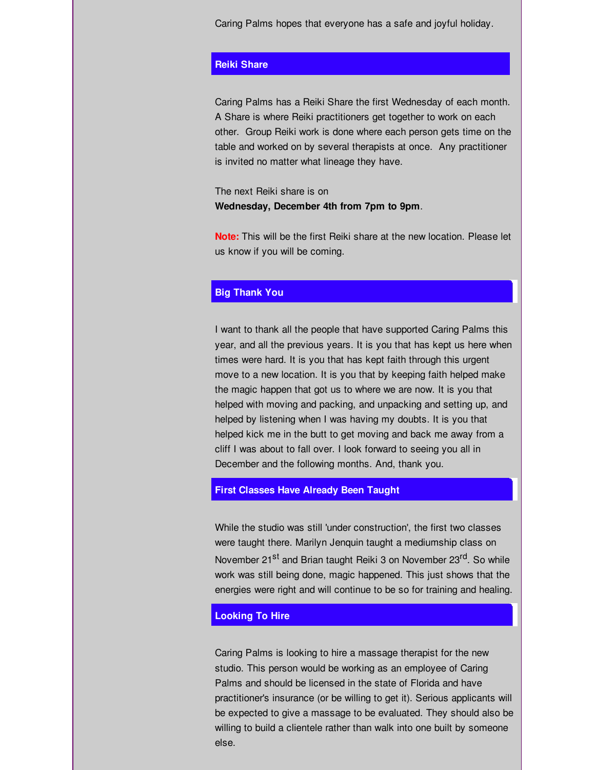Caring Palms hopes that everyone has a safe and joyful holiday.

## Reiki Share

Caring Palms has a Reiki Share the first Wednesday of each month. A Share is where Reiki practitioners get together to work on each other. Group Reiki work is done where each person gets time on the table and worked on by several therapists at once. Any practitioner is invited no matter what lineage they have.

The next Reiki share is on
**Wednesday, December 4th from 7pm to 9pm**.

**Note:** This will be the first Reiki share at the new location. Please let us know if you will be coming.

## Big Thank You

I want to thank all the people that have supported Caring Palms this year, and all the previous years. It is you that has kept us here when times were hard. It is you that has kept faith through this urgent move to a new location. It is you that by keeping faith helped make the magic happen that got us to where we are now. It is you that helped with moving and packing, and unpacking and setting up, and helped by listening when I was having my doubts. It is you that helped kick me in the butt to get moving and back me away from a cliff I was about to fall over. I look forward to seeing you all in December and the following months. And, thank you.

## First Classes Have Already Been Taught

While the studio was still 'under construction', the first two classes were taught there. Marilyn Jenquin taught a mediumship class on November 21st and Brian taught Reiki 3 on November 23rd. So while work was still being done, magic happened. This just shows that the energies were right and will continue to be so for training and healing.

## Looking To Hire

Caring Palms is looking to hire a massage therapist for the new studio. This person would be working as an employee of Caring Palms and should be licensed in the state of Florida and have practitioner's insurance (or be willing to get it). Serious applicants will be expected to give a massage to be evaluated. They should also be willing to build a clientele rather than walk into one built by someone else.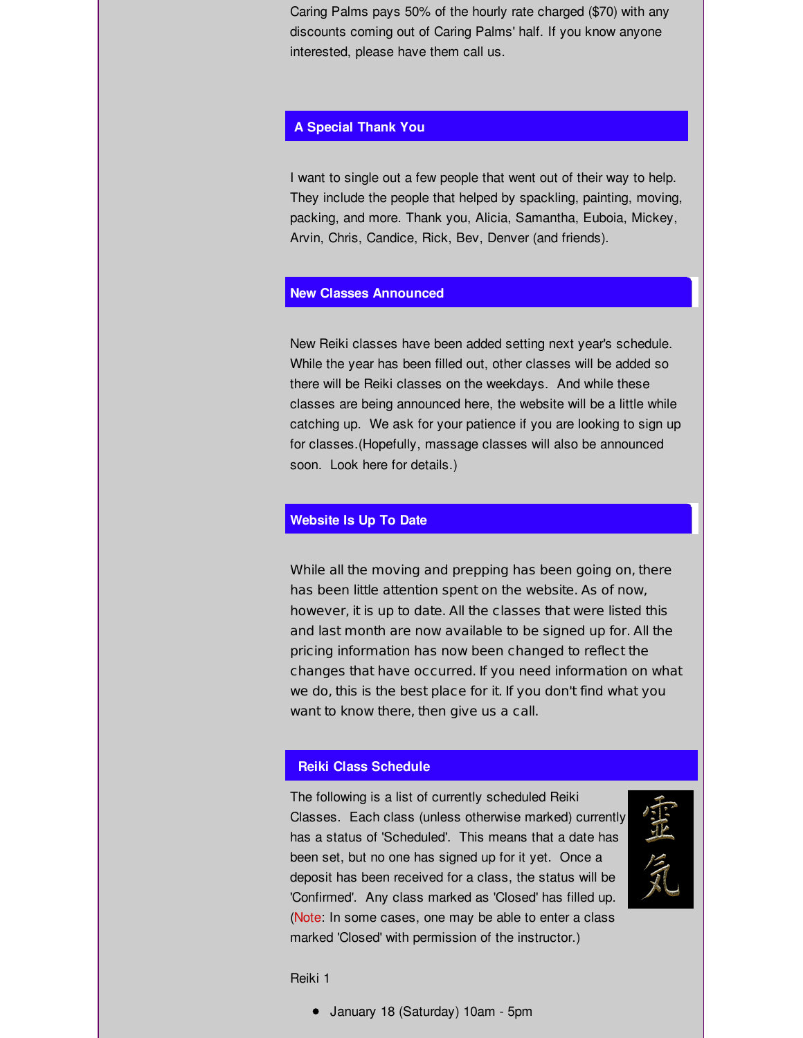Caring Palms pays 50% of the hourly rate charged ($70) with any discounts coming out of Caring Palms' half. If you know anyone interested, please have them call us.

## A Special Thank You

I want to single out a few people that went out of their way to help. They include the people that helped by spackling, painting, moving, packing, and more. Thank you, Alicia, Samantha, Euboia, Mickey, Arvin, Chris, Candice, Rick, Bev, Denver (and friends).

## New Classes Announced

New Reiki classes have been added setting next year's schedule. While the year has been filled out, other classes will be added so there will be Reiki classes on the weekdays. And while these classes are being announced here, the website will be a little while catching up. We ask for your patience if you are looking to sign up for classes.(Hopefully, massage classes will also be announced soon. Look here for details.)

## Website Is Up To Date

While all the moving and prepping has been going on, there has been little attention spent on the website. As of now, however, it is up to date. All the classes that were listed this and last month are now available to be signed up for. All the pricing information has now been changed to reflect the changes that have occurred. If you need information on what we do, this is the best place for it. If you don't find what you want to know there, then give us a call.

## Reiki Class Schedule

The following is a list of currently scheduled Reiki Classes. Each class (unless otherwise marked) currently has a status of 'Scheduled'. This means that a date has been set, but no one has signed up for it yet. Once a deposit has been received for a class, the status will be 'Confirmed'. Any class marked as 'Closed' has filled up. (Note: In some cases, one may be able to enter a class marked 'Closed' with permission of the instructor.)

Reiki 1

- January 18 (Saturday) 10am - 5pm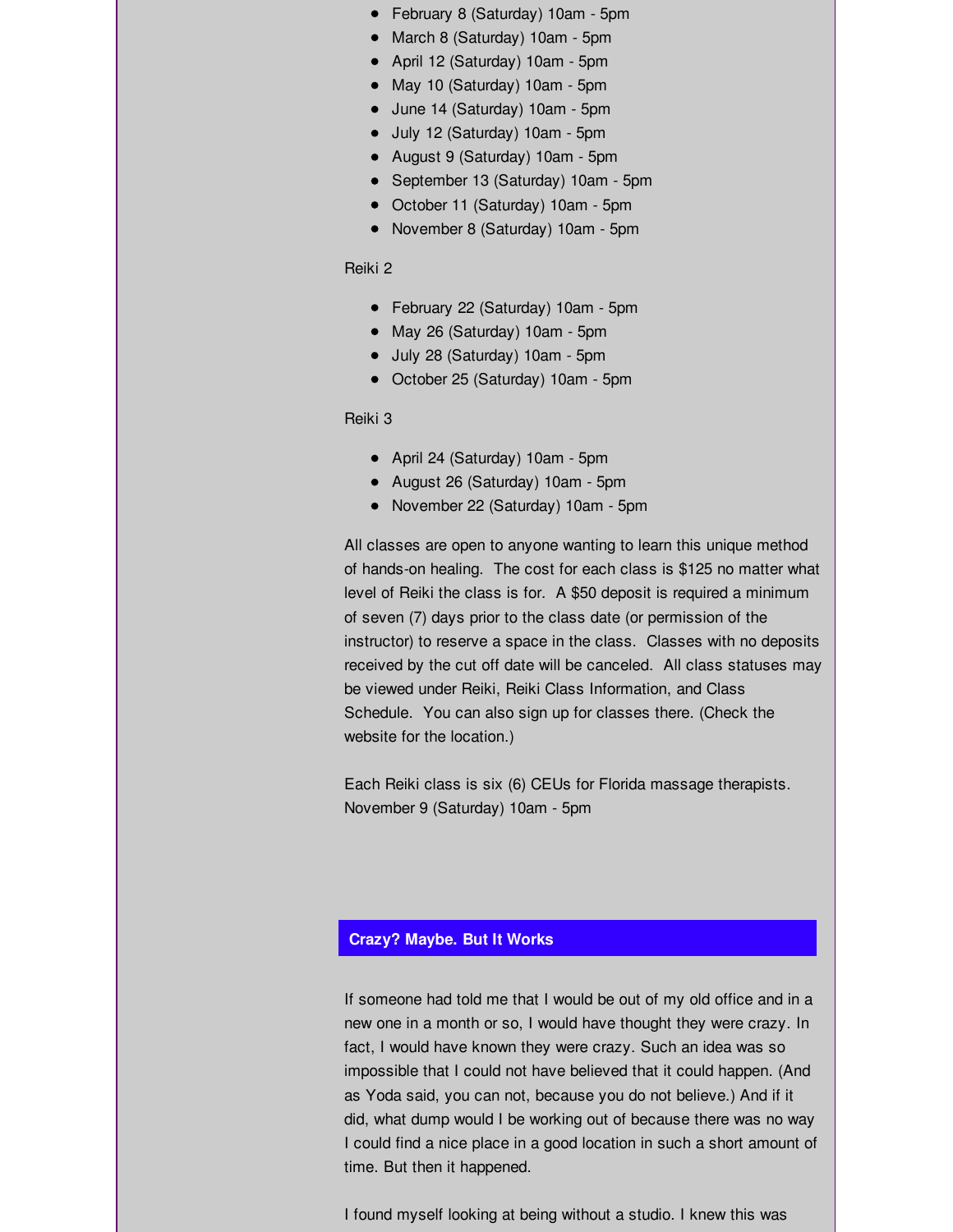- February 8 (Saturday) 10am - 5pm
- March 8 (Saturday) 10am - 5pm
- April 12 (Saturday) 10am - 5pm
- May 10 (Saturday) 10am - 5pm
- June 14 (Saturday) 10am - 5pm
- July 12 (Saturday) 10am - 5pm
- August 9 (Saturday) 10am - 5pm
- September 13 (Saturday) 10am - 5pm
- October 11 (Saturday) 10am - 5pm
- November 8 (Saturday) 10am - 5pm

Reiki 2

- February 22 (Saturday) 10am - 5pm
- May 26 (Saturday) 10am - 5pm
- July 28 (Saturday) 10am - 5pm
- October 25 (Saturday) 10am - 5pm

Reiki 3

- April 24 (Saturday) 10am - 5pm
- August 26 (Saturday) 10am - 5pm
- November 22 (Saturday) 10am - 5pm

All classes are open to anyone wanting to learn this unique method of hands-on healing. The cost for each class is $125 no matter what level of Reiki the class is for. A $50 deposit is required a minimum of seven (7) days prior to the class date (or permission of the instructor) to reserve a space in the class. Classes with no deposits received by the cut off date will be canceled. All class statuses may be viewed under Reiki, Reiki Class Information, and Class Schedule. You can also sign up for classes there. (Check the website for the location.)

Each Reiki class is six (6) CEUs for Florida massage therapists.
November 9 (Saturday) 10am - 5pm

## Crazy? Maybe. But It Works

If someone had told me that I would be out of my old office and in a new one in a month or so, I would have thought they were crazy. In fact, I would have known they were crazy. Such an idea was so impossible that I could not have believed that it could happen. (And as Yoda said, you can not, because you do not believe.) And if it did, what dump would I be working out of because there was no way I could find a nice place in a good location in such a short amount of time. But then it happened.

I found myself looking at being without a studio. I knew this was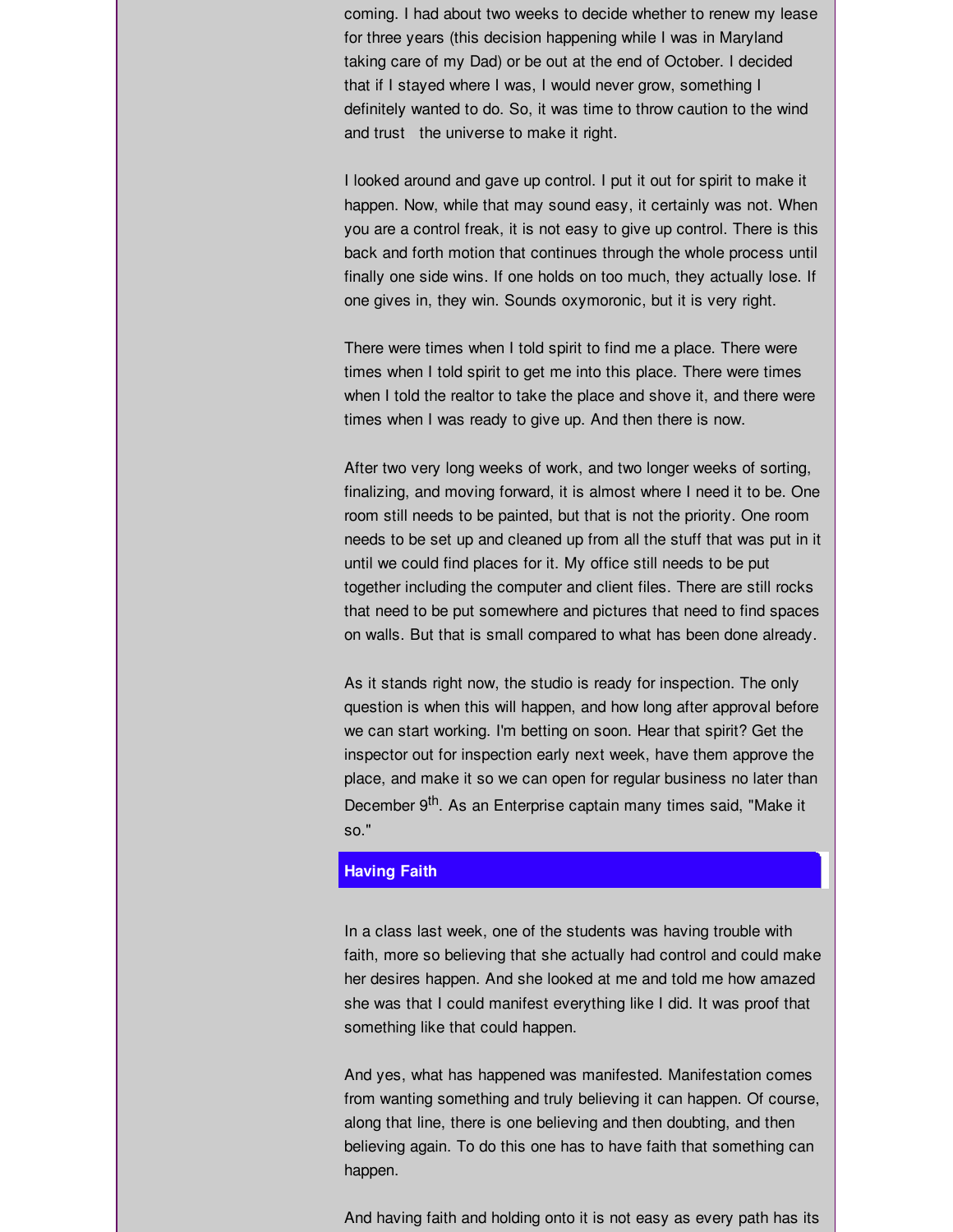coming. I had about two weeks to decide whether to renew my lease for three years (this decision happening while I was in Maryland taking care of my Dad) or be out at the end of October. I decided that if I stayed where I was, I would never grow, something I definitely wanted to do. So, it was time to throw caution to the wind and trust the universe to make it right.

I looked around and gave up control. I put it out for spirit to make it happen. Now, while that may sound easy, it certainly was not. When you are a control freak, it is not easy to give up control. There is this back and forth motion that continues through the whole process until finally one side wins. If one holds on too much, they actually lose. If one gives in, they win. Sounds oxymoronic, but it is very right.

There were times when I told spirit to find me a place. There were times when I told spirit to get me into this place. There were times when I told the realtor to take the place and shove it, and there were times when I was ready to give up. And then there is now.

After two very long weeks of work, and two longer weeks of sorting, finalizing, and moving forward, it is almost where I need it to be. One room still needs to be painted, but that is not the priority. One room needs to be set up and cleaned up from all the stuff that was put in it until we could find places for it. My office still needs to be put together including the computer and client files. There are still rocks that need to be put somewhere and pictures that need to find spaces on walls. But that is small compared to what has been done already.

As it stands right now, the studio is ready for inspection. The only question is when this will happen, and how long after approval before we can start working. I'm betting on soon. Hear that spirit? Get the inspector out for inspection early next week, have them approve the place, and make it so we can open for regular business no later than December 9th. As an Enterprise captain many times said, "Make it so."

## Having Faith

In a class last week, one of the students was having trouble with faith, more so believing that she actually had control and could make her desires happen. And she looked at me and told me how amazed she was that I could manifest everything like I did. It was proof that something like that could happen.

And yes, what has happened was manifested. Manifestation comes from wanting something and truly believing it can happen. Of course, along that line, there is one believing and then doubting, and then believing again. To do this one has to have faith that something can happen.

And having faith and holding onto it is not easy as every path has its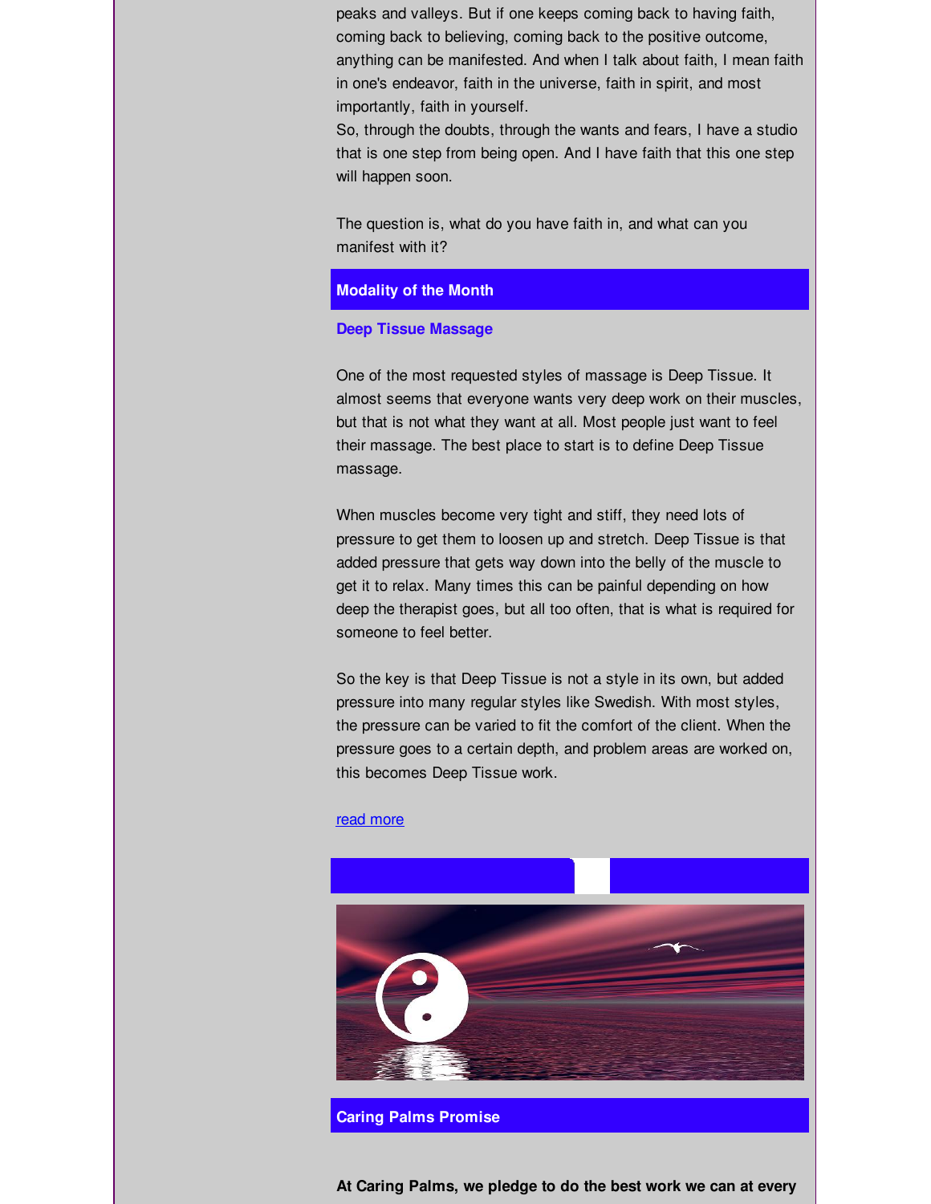peaks and valleys. But if one keeps coming back to having faith, coming back to believing, coming back to the positive outcome, anything can be manifested. And when I talk about faith, I mean faith in one's endeavor, faith in the universe, faith in spirit, and most importantly, faith in yourself.

So, through the doubts, through the wants and fears, I have a studio that is one step from being open. And I have faith that this one step will happen soon.

The question is, what do you have faith in, and what can you manifest with it?

## Modality of the Month

### Deep Tissue Massage

One of the most requested styles of massage is Deep Tissue. It almost seems that everyone wants very deep work on their muscles, but that is not what they want at all. Most people just want to feel their massage. The best place to start is to define Deep Tissue massage.

When muscles become very tight and stiff, they need lots of pressure to get them to loosen up and stretch. Deep Tissue is that added pressure that gets way down into the belly of the muscle to get it to relax. Many times this can be painful depending on how deep the therapist goes, but all too often, that is what is required for someone to feel better.

So the key is that Deep Tissue is not a style in its own, but added pressure into many regular styles like Swedish. With most styles, the pressure can be varied to fit the comfort of the client. When the pressure goes to a certain depth, and problem areas are worked on, this becomes Deep Tissue work.

read more

## Caring Palms Promise

**At Caring Palms, we pledge to do the best work we can at every**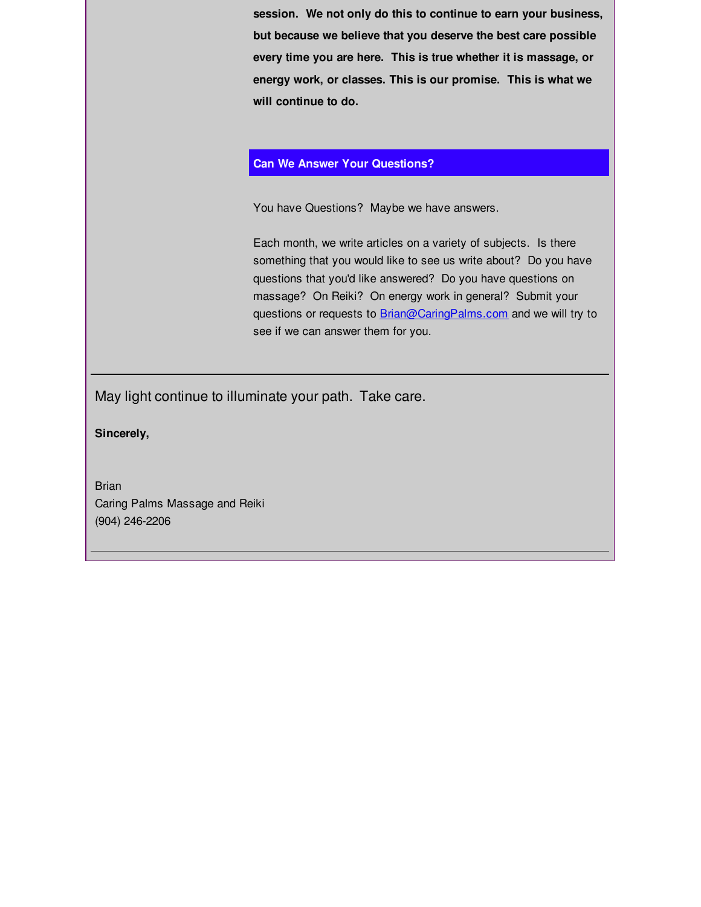**session. We not only do this to continue to earn your business, but because we believe that you deserve the best care possible every time you are here. This is true whether it is massage, or energy work, or classes. This is our promise. This is what we will continue to do.**

## Can We Answer Your Questions?

You have Questions? Maybe we have answers.

Each month, we write articles on a variety of subjects. Is there something that you would like to see us write about? Do you have questions that you'd like answered? Do you have questions on massage? On Reiki? On energy work in general? Submit your questions or requests to Brian@CaringPalms.com and we will try to see if we can answer them for you.

---

May light continue to illuminate your path. Take care.

**Sincerely,**

Brian
Caring Palms Massage and Reiki
(904) 246-2206

---